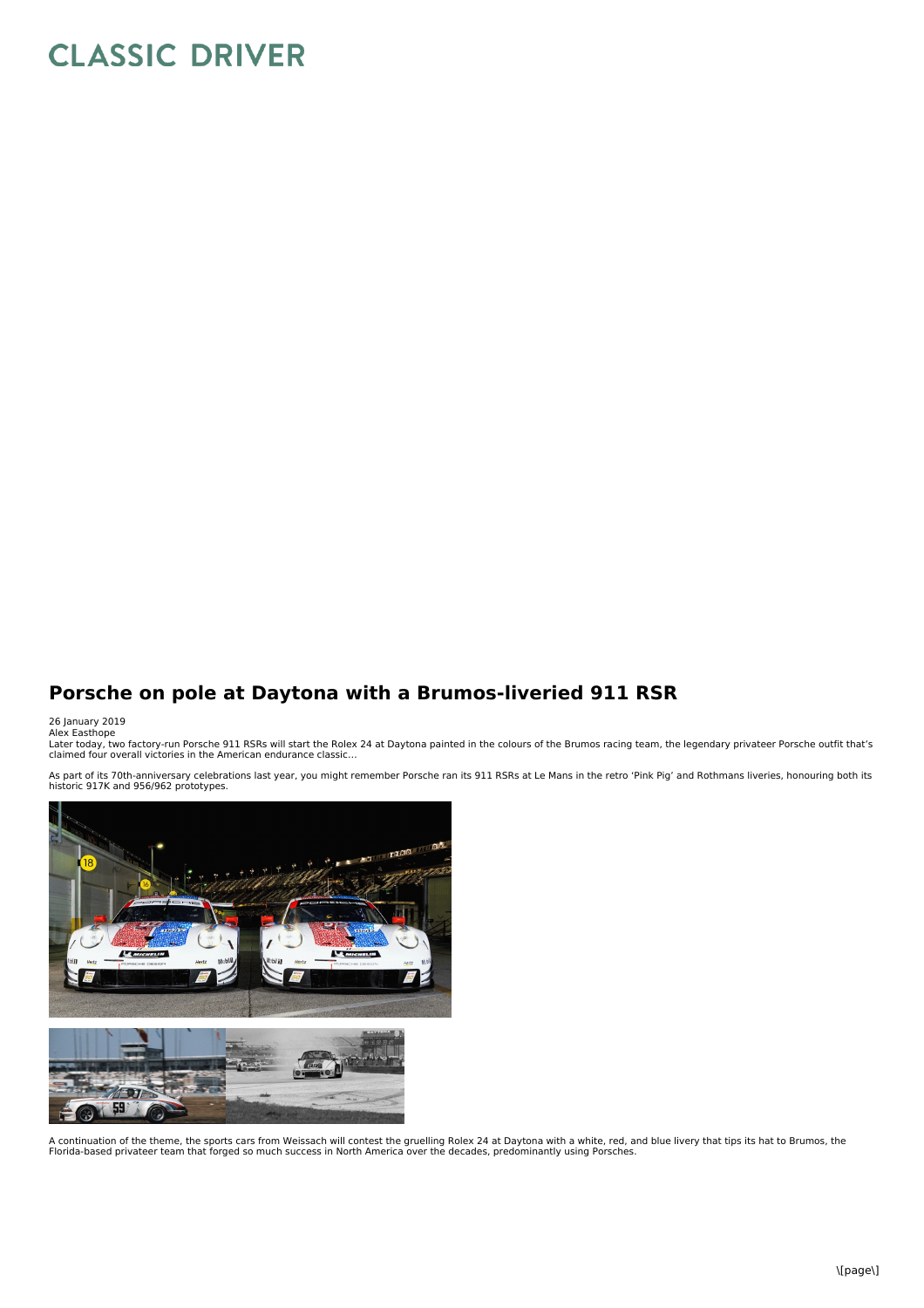# Porsche on pole at Daytona with a Brumos-liveried 911 RSR

26 January 2019
Alex Easthope

Later today, two factory-run Porsche 911 RSRs will start the Rolex 24 at Daytona painted in the colours of the Brumos racing team, the legendary privateer Porsche outfit that's claimed four overall victories in the American endurance classic…

As part of its 70th-anniversary celebrations last year, you might remember Porsche ran its 911 RSRs at Le Mans in the retro 'Pink Pig' and Rothmans liveries, honouring both its historic 917K and 956/962 prototypes.

A continuation of the theme, the sports cars from Weissach will contest the gruelling Rolex 24 at Daytona with a white, red, and blue livery that tips its hat to Brumos, the Florida-based privateer team that forged so much success in North America over the decades, predominantly using Porsches.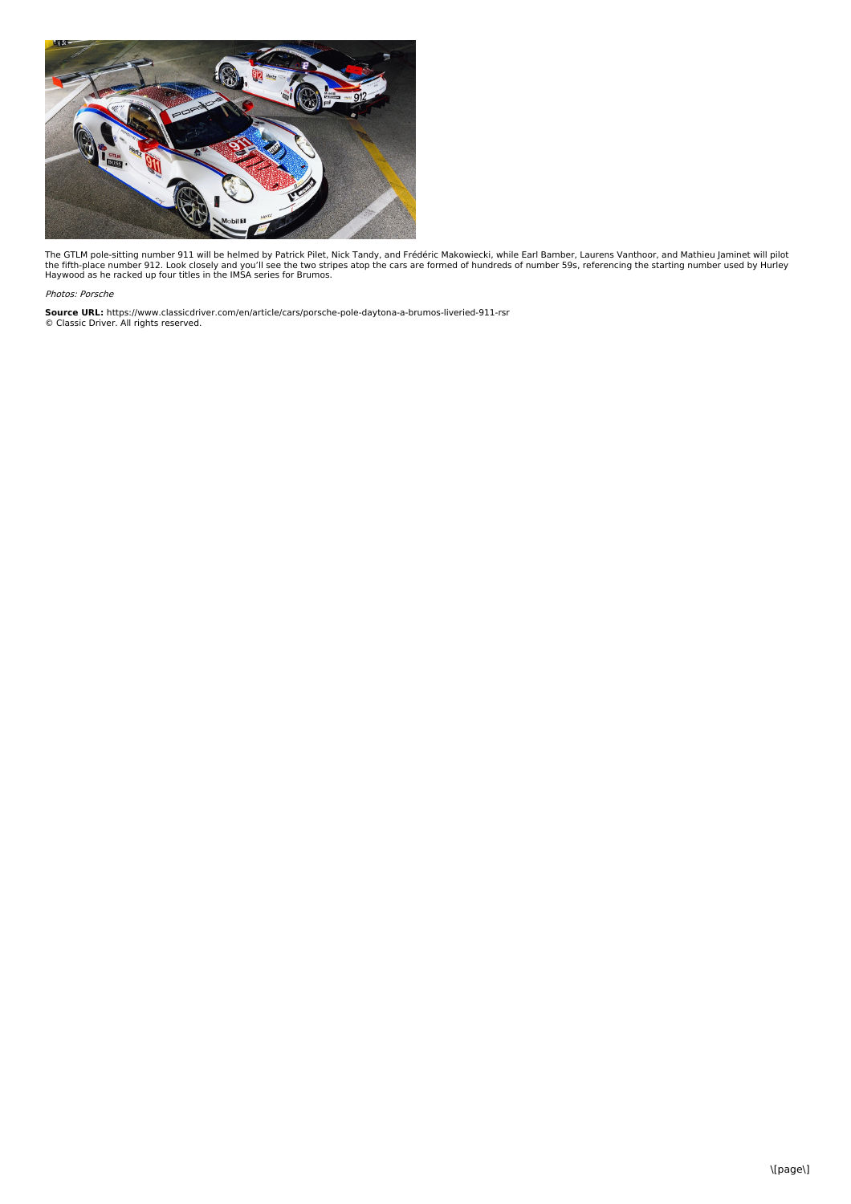The GTLM pole-sitting number 911 will be helmed by Patrick Pilet, Nick Tandy, and Frédéric Makowiecki, while Earl Bamber, Laurens Vanthoor, and Mathieu Jaminet will pilot the fifth-place number 912. Look closely and you'll see the two stripes atop the cars are formed of hundreds of number 59s, referencing the starting number used by Hurley Haywood as he racked up four titles in the IMSA series for Brumos.

*Photos: Porsche*

**Source URL:** https://www.classicdriver.com/en/article/cars/porsche-pole-daytona-a-brumos-liveried-911-rsr
© Classic Driver. All rights reserved.